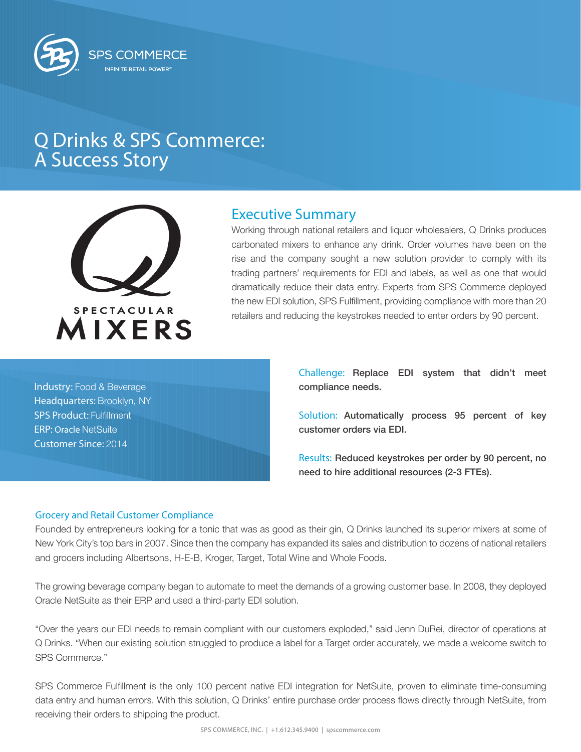# Q Drinks & SPS Commerce: A Success Story

## Executive Summary

Working through national retailers and liquor wholesalers, Q Drinks produces carbonated mixers to enhance any drink. Order volumes have been on the rise and the company sought a new solution provider to comply with its trading partners' requirements for EDI and labels, as well as one that would dramatically reduce their data entry. Experts from SPS Commerce deployed the new EDI solution, SPS Fulfillment, providing compliance with more than 20 retailers and reducing the keystrokes needed to enter orders by 90 percent.

Industry: Food & Beverage
Headquarters: Brooklyn, NY
SPS Product: Fulfillment
ERP: Oracle NetSuite
Customer Since: 2014

Challenge: **Replace EDI system that didn't meet compliance needs.**

Solution: **Automatically process 95 percent of key customer orders via EDI.**

Results: **Reduced keystrokes per order by 90 percent, no need to hire additional resources (2-3 FTEs).**

### Grocery and Retail Customer Compliance

Founded by entrepreneurs looking for a tonic that was as good as their gin, Q Drinks launched its superior mixers at some of New York City's top bars in 2007. Since then the company has expanded its sales and distribution to dozens of national retailers and grocers including Albertsons, H-E-B, Kroger, Target, Total Wine and Whole Foods.

The growing beverage company began to automate to meet the demands of a growing customer base. In 2008, they deployed Oracle NetSuite as their ERP and used a third-party EDI solution.

"Over the years our EDI needs to remain compliant with our customers exploded," said Jenn DuRei, director of operations at Q Drinks. "When our existing solution struggled to produce a label for a Target order accurately, we made a welcome switch to SPS Commerce."

SPS Commerce Fulfillment is the only 100 percent native EDI integration for NetSuite, proven to eliminate time-consuming data entry and human errors. With this solution, Q Drinks' entire purchase order process flows directly through NetSuite, from receiving their orders to shipping the product.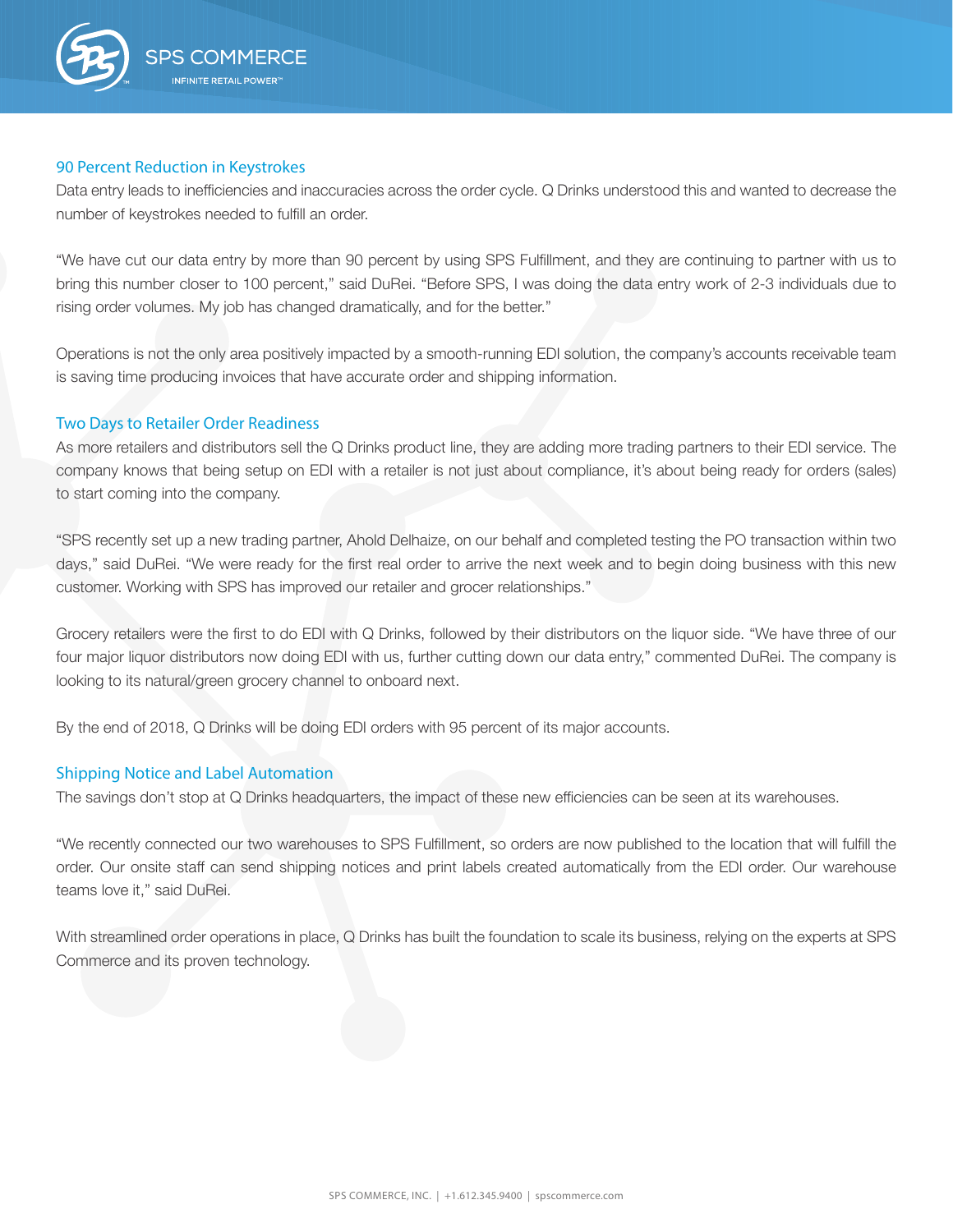## 90 Percent Reduction in Keystrokes

Data entry leads to inefficiencies and inaccuracies across the order cycle. Q Drinks understood this and wanted to decrease the number of keystrokes needed to fulfill an order.

"We have cut our data entry by more than 90 percent by using SPS Fulfillment, and they are continuing to partner with us to bring this number closer to 100 percent," said DuRei. "Before SPS, I was doing the data entry work of 2-3 individuals due to rising order volumes. My job has changed dramatically, and for the better."

Operations is not the only area positively impacted by a smooth-running EDI solution, the company's accounts receivable team is saving time producing invoices that have accurate order and shipping information.

## Two Days to Retailer Order Readiness

As more retailers and distributors sell the Q Drinks product line, they are adding more trading partners to their EDI service. The company knows that being setup on EDI with a retailer is not just about compliance, it's about being ready for orders (sales) to start coming into the company.

"SPS recently set up a new trading partner, Ahold Delhaize, on our behalf and completed testing the PO transaction within two days," said DuRei. "We were ready for the first real order to arrive the next week and to begin doing business with this new customer. Working with SPS has improved our retailer and grocer relationships."

Grocery retailers were the first to do EDI with Q Drinks, followed by their distributors on the liquor side. "We have three of our four major liquor distributors now doing EDI with us, further cutting down our data entry," commented DuRei. The company is looking to its natural/green grocery channel to onboard next.

By the end of 2018, Q Drinks will be doing EDI orders with 95 percent of its major accounts.

## Shipping Notice and Label Automation

The savings don't stop at Q Drinks headquarters, the impact of these new efficiencies can be seen at its warehouses.

"We recently connected our two warehouses to SPS Fulfillment, so orders are now published to the location that will fulfill the order. Our onsite staff can send shipping notices and print labels created automatically from the EDI order. Our warehouse teams love it," said DuRei.

With streamlined order operations in place, Q Drinks has built the foundation to scale its business, relying on the experts at SPS Commerce and its proven technology.